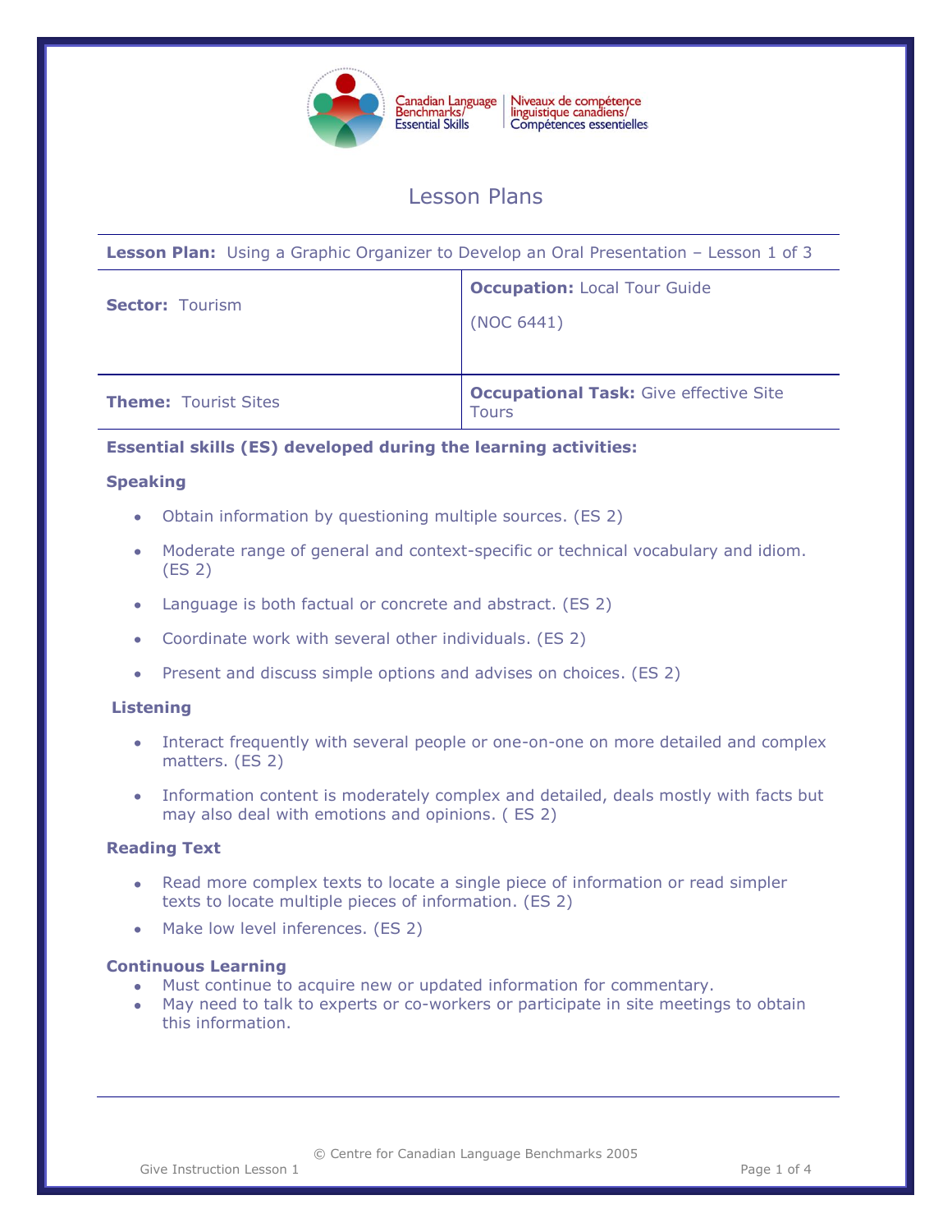Canadian Language Benchmarks/Essential Skills | Niveaux de compétence linguistique canadiens/Compétences essentielles

# Lesson Plans

| **Lesson Plan:** Using a Graphic Organizer to Develop an Oral Presentation – Lesson 1 of 3 | |
|---|---|
| **Sector:** Tourism | **Occupation:** Local Tour Guide (NOC 6441) |
| **Theme:** Tourist Sites | **Occupational Task:** Give effective Site Tours |

**Essential skills (ES) developed during the learning activities:**

### Speaking

- Obtain information by questioning multiple sources. (ES 2)
- Moderate range of general and context-specific or technical vocabulary and idiom. (ES 2)
- Language is both factual or concrete and abstract. (ES 2)
- Coordinate work with several other individuals. (ES 2)
- Present and discuss simple options and advises on choices. (ES 2)

### Listening

- Interact frequently with several people or one-on-one on more detailed and complex matters. (ES 2)
- Information content is moderately complex and detailed, deals mostly with facts but may also deal with emotions and opinions. ( ES 2)

### Reading Text

- Read more complex texts to locate a single piece of information or read simpler texts to locate multiple pieces of information. (ES 2)
- Make low level inferences. (ES 2)

### Continuous Learning

- Must continue to acquire new or updated information for commentary.
- May need to talk to experts or co-workers or participate in site meetings to obtain this information.

© Centre for Canadian Language Benchmarks 2005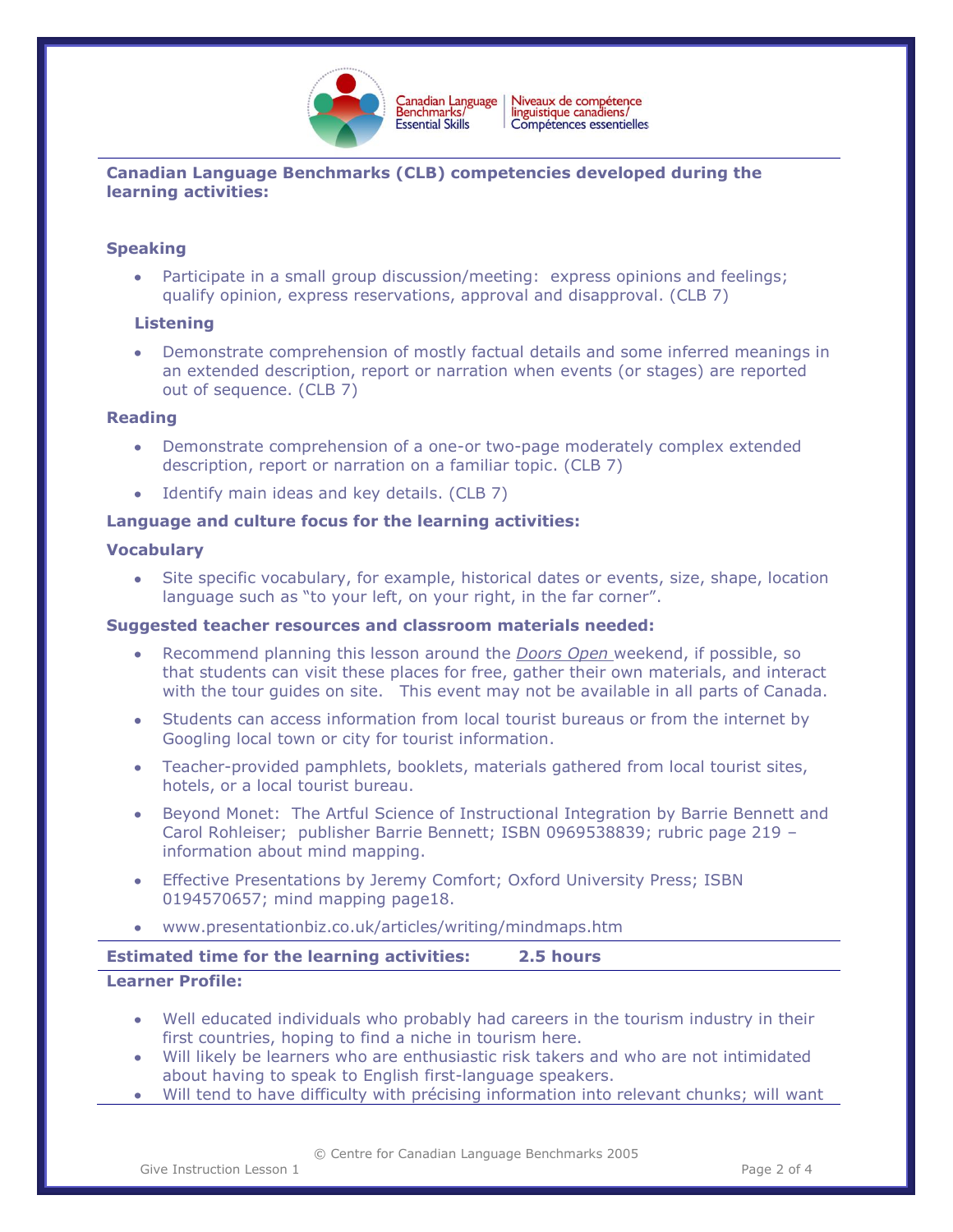**Canadian Language Benchmarks (CLB) competencies developed during the learning activities:**

**Speaking**

- Participate in a small group discussion/meeting: express opinions and feelings; qualify opinion, express reservations, approval and disapproval. (CLB 7)

**Listening**

- Demonstrate comprehension of mostly factual details and some inferred meanings in an extended description, report or narration when events (or stages) are reported out of sequence. (CLB 7)

**Reading**

- Demonstrate comprehension of a one-or two-page moderately complex extended description, report or narration on a familiar topic. (CLB 7)
- Identify main ideas and key details. (CLB 7)

**Language and culture focus for the learning activities:**

**Vocabulary**

- Site specific vocabulary, for example, historical dates or events, size, shape, location language such as "to your left, on your right, in the far corner".

**Suggested teacher resources and classroom materials needed:**

- Recommend planning this lesson around the *Doors Open* weekend, if possible, so that students can visit these places for free, gather their own materials, and interact with the tour guides on site. This event may not be available in all parts of Canada.
- Students can access information from local tourist bureaus or from the internet by Googling local town or city for tourist information.
- Teacher-provided pamphlets, booklets, materials gathered from local tourist sites, hotels, or a local tourist bureau.
- Beyond Monet: The Artful Science of Instructional Integration by Barrie Bennett and Carol Rohleiser; publisher Barrie Bennett; ISBN 0969538839; rubric page 219 – information about mind mapping.
- Effective Presentations by Jeremy Comfort; Oxford University Press; ISBN 0194570657; mind mapping page18.
- www.presentationbiz.co.uk/articles/writing/mindmaps.htm

**Estimated time for the learning activities: 2.5 hours**

**Learner Profile:**

- Well educated individuals who probably had careers in the tourism industry in their first countries, hoping to find a niche in tourism here.
- Will likely be learners who are enthusiastic risk takers and who are not intimidated about having to speak to English first-language speakers.
- Will tend to have difficulty with précising information into relevant chunks; will want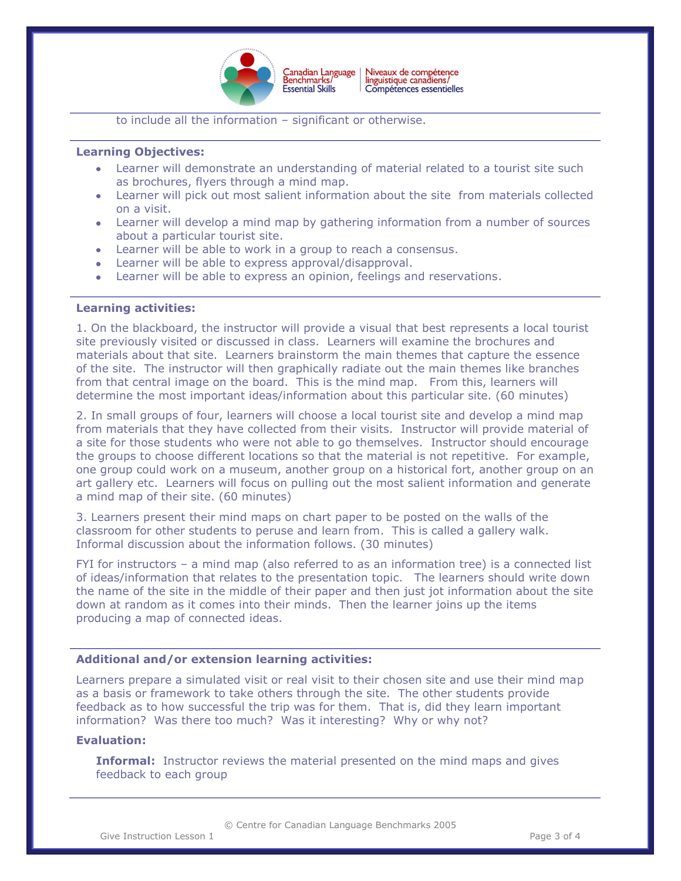to include all the information – significant or otherwise.

**Learning Objectives:**

- Learner will demonstrate an understanding of material related to a tourist site such as brochures, flyers through a mind map.
- Learner will pick out most salient information about the site from materials collected on a visit.
- Learner will develop a mind map by gathering information from a number of sources about a particular tourist site.
- Learner will be able to work in a group to reach a consensus.
- Learner will be able to express approval/disapproval.
- Learner will be able to express an opinion, feelings and reservations.

**Learning activities:**

1. On the blackboard, the instructor will provide a visual that best represents a local tourist site previously visited or discussed in class. Learners will examine the brochures and materials about that site. Learners brainstorm the main themes that capture the essence of the site. The instructor will then graphically radiate out the main themes like branches from that central image on the board. This is the mind map. From this, learners will determine the most important ideas/information about this particular site. (60 minutes)

2. In small groups of four, learners will choose a local tourist site and develop a mind map from materials that they have collected from their visits. Instructor will provide material of a site for those students who were not able to go themselves. Instructor should encourage the groups to choose different locations so that the material is not repetitive. For example, one group could work on a museum, another group on a historical fort, another group on an art gallery etc. Learners will focus on pulling out the most salient information and generate a mind map of their site. (60 minutes)

3. Learners present their mind maps on chart paper to be posted on the walls of the classroom for other students to peruse and learn from. This is called a gallery walk. Informal discussion about the information follows. (30 minutes)

FYI for instructors – a mind map (also referred to as an information tree) is a connected list of ideas/information that relates to the presentation topic. The learners should write down the name of the site in the middle of their paper and then just jot information about the site down at random as it comes into their minds. Then the learner joins up the items producing a map of connected ideas.

**Additional and/or extension learning activities:**

Learners prepare a simulated visit or real visit to their chosen site and use their mind map as a basis or framework to take others through the site. The other students provide feedback as to how successful the trip was for them. That is, did they learn important information? Was there too much? Was it interesting? Why or why not?

**Evaluation:**

**Informal:** Instructor reviews the material presented on the mind maps and gives feedback to each group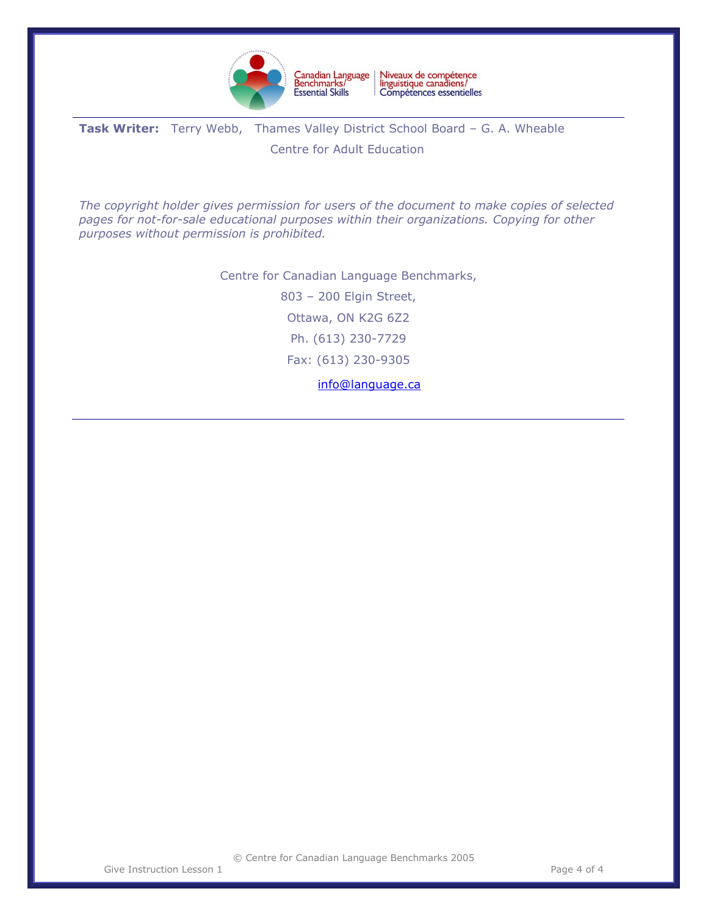Canadian Language Benchmarks/ Essential Skills | Niveaux de compétence linguistique canadiens/ Compétences essentielles

**Task Writer:** Terry Webb, Thames Valley District School Board – G. A. Wheable Centre for Adult Education

*The copyright holder gives permission for users of the document to make copies of selected pages for not-for-sale educational purposes within their organizations. Copying for other purposes without permission is prohibited.*

Centre for Canadian Language Benchmarks,
803 – 200 Elgin Street,
Ottawa, ON K2G 6Z2
Ph. (613) 230-7729
Fax: (613) 230-9305
info@language.ca

© Centre for Canadian Language Benchmarks 2005